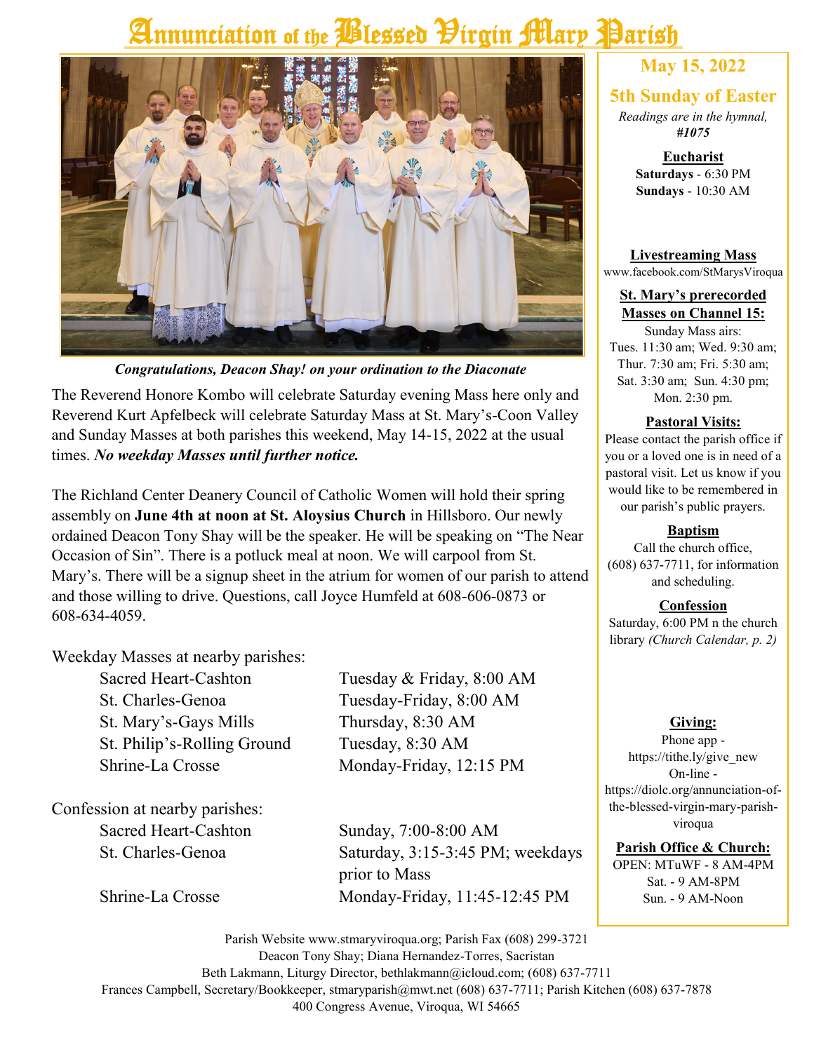# Annunciation of the Blessed Virgin Mary Parish

*Congratulations, Deacon Shay! on your ordination to the Diaconate*

The Reverend Honore Kombo will celebrate Saturday evening Mass here only and Reverend Kurt Apfelbeck will celebrate Saturday Mass at St. Mary's-Coon Valley and Sunday Masses at both parishes this weekend, May 14-15, 2022 at the usual times. ***No weekday Masses until further notice.***

The Richland Center Deanery Council of Catholic Women will hold their spring assembly on **June 4th at noon at St. Aloysius Church** in Hillsboro. Our newly ordained Deacon Tony Shay will be the speaker. He will be speaking on "The Near Occasion of Sin". There is a potluck meal at noon. We will carpool from St. Mary's. There will be a signup sheet in the atrium for women of our parish to attend and those willing to drive. Questions, call Joyce Humfeld at 608-606-0873 or 608-634-4059.

Weekday Masses at nearby parishes:

| | |
|---|---|
| Sacred Heart-Cashton | Tuesday & Friday, 8:00 AM |
| St. Charles-Genoa | Tuesday-Friday, 8:00 AM |
| St. Mary's-Gays Mills | Thursday, 8:30 AM |
| St. Philip's-Rolling Ground | Tuesday, 8:30 AM |
| Shrine-La Crosse | Monday-Friday, 12:15 PM |

Confession at nearby parishes:

| | |
|---|---|
| Sacred Heart-Cashton | Sunday, 7:00-8:00 AM |
| St. Charles-Genoa | Saturday, 3:15-3:45 PM; weekdays prior to Mass |
| Shrine-La Crosse | Monday-Friday, 11:45-12:45 PM |

## May 15, 2022

## 5th Sunday of Easter

*Readings are in the hymnal, **#1075***

**Eucharist**
**Saturdays** - 6:30 PM
**Sundays** - 10:30 AM

**Livestreaming Mass**
www.facebook.com/StMarysViroqua

**St. Mary's prerecorded Masses on Channel 15:**
Sunday Mass airs:
Tues. 11:30 am; Wed. 9:30 am; Thur. 7:30 am; Fri. 5:30 am; Sat. 3:30 am; Sun. 4:30 pm; Mon. 2:30 pm.

**Pastoral Visits:**
Please contact the parish office if you or a loved one is in need of a pastoral visit. Let us know if you would like to be remembered in our parish's public prayers.

**Baptism**
Call the church office, (608) 637-7711, for information and scheduling.

**Confession**
Saturday, 6:00 PM n the church library *(Church Calendar, p. 2)*

**Giving:**
Phone app - https://tithe.ly/give_new
On-line - https://diolc.org/annunciation-of-the-blessed-virgin-mary-parish-viroqua

**Parish Office & Church:**
OPEN: MTuWF - 8 AM-4PM
Sat. - 9 AM-8PM
Sun. - 9 AM-Noon

Parish Website www.stmaryviroqua.org; Parish Fax (608) 299-3721
Deacon Tony Shay; Diana Hernandez-Torres, Sacristan
Beth Lakmann, Liturgy Director, bethlakmann@icloud.com; (608) 637-7711
Frances Campbell, Secretary/Bookkeeper, stmaryparish@mwt.net (608) 637-7711; Parish Kitchen (608) 637-7878
400 Congress Avenue, Viroqua, WI 54665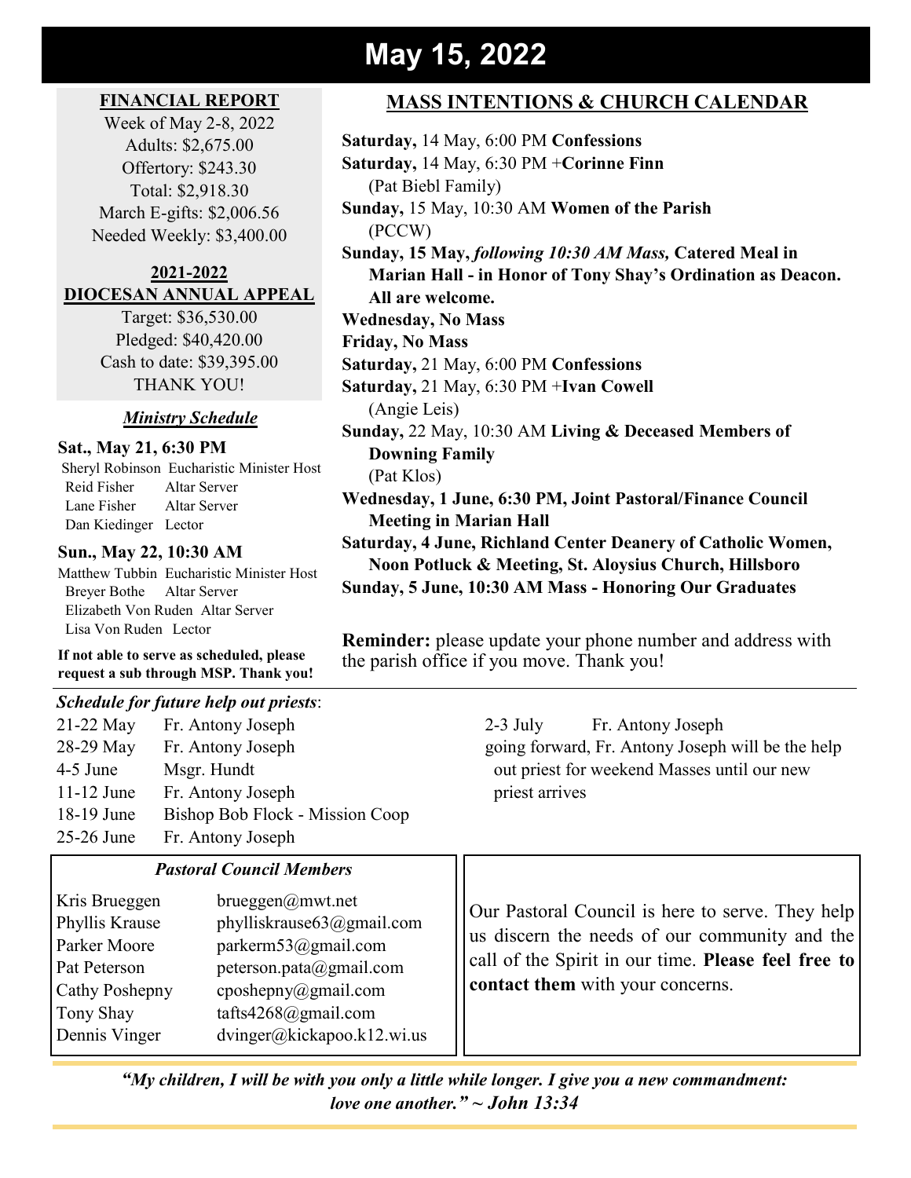# May 15, 2022

## FINANCIAL REPORT

Week of May 2-8, 2022
Adults: $2,675.00
Offertory: $243.30
Total: $2,918.30
March E-gifts: $2,006.56
Needed Weekly: $3,400.00

## 2021-2022 DIOCESAN ANNUAL APPEAL

Target: $36,530.00
Pledged: $40,420.00
Cash to date: $39,395.00
THANK YOU!

### *Ministry Schedule*

**Sat., May 21, 6:30 PM**

Sheryl Robinson Eucharistic Minister Host
Reid Fisher Altar Server
Lane Fisher Altar Server
Dan Kiedinger Lector

**Sun., May 22, 10:30 AM**

Matthew Tubbin Eucharistic Minister Host
Breyer Bothe Altar Server
Elizabeth Von Ruden Altar Server
Lisa Von Ruden Lector

**If not able to serve as scheduled, please request a sub through MSP. Thank you!**

## MASS INTENTIONS & CHURCH CALENDAR

**Saturday,** 14 May, 6:00 PM **Confessions**
**Saturday,** 14 May, 6:30 PM +**Corinne Finn**
(Pat Biebl Family)
**Sunday,** 15 May, 10:30 AM **Women of the Parish**
(PCCW)
**Sunday, 15 May,** ***following 10:30 AM Mass,*** **Catered Meal in Marian Hall - in Honor of Tony Shay's Ordination as Deacon. All are welcome.**
**Wednesday, No Mass**
**Friday, No Mass**
**Saturday,** 21 May, 6:00 PM **Confessions**
**Saturday,** 21 May, 6:30 PM +**Ivan Cowell**
(Angie Leis)
**Sunday,** 22 May, 10:30 AM **Living & Deceased Members of Downing Family**
(Pat Klos)
**Wednesday, 1 June, 6:30 PM, Joint Pastoral/Finance Council Meeting in Marian Hall**
**Saturday, 4 June, Richland Center Deanery of Catholic Women, Noon Potluck & Meeting, St. Aloysius Church, Hillsboro**
**Sunday, 5 June, 10:30 AM Mass - Honoring Our Graduates**

**Reminder:** please update your phone number and address with the parish office if you move. Thank you!

***Schedule for future help out priests***:

21-22 May Fr. Antony Joseph
28-29 May Fr. Antony Joseph
4-5 June Msgr. Hundt
11-12 June Fr. Antony Joseph
18-19 June Bishop Bob Flock - Mission Coop
25-26 June Fr. Antony Joseph
2-3 July Fr. Antony Joseph
going forward, Fr. Antony Joseph will be the help out priest for weekend Masses until our new priest arrives

### *Pastoral Council Members*

| | |
|---|---|
| Kris Brueggen | brueggen@mwt.net |
| Phyllis Krause | phylliskrause63@gmail.com |
| Parker Moore | parkerm53@gmail.com |
| Pat Peterson | peterson.pata@gmail.com |
| Cathy Poshepny | cposhepny@gmail.com |
| Tony Shay | tafts4268@gmail.com |
| Dennis Vinger | dvinger@kickapoo.k12.wi.us |

Our Pastoral Council is here to serve. They help us discern the needs of our community and the call of the Spirit in our time. **Please feel free to contact them** with your concerns.

***"My children, I will be with you only a little while longer. I give you a new commandment: love one another." ~ John 13:34***